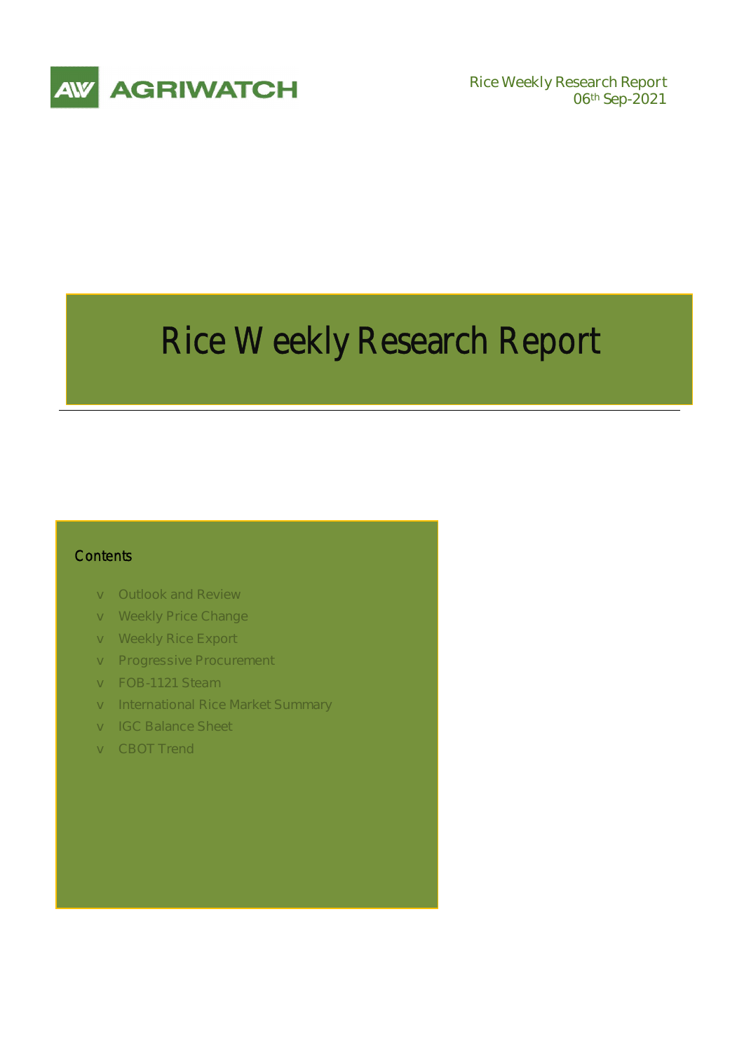AGRIWATCH

Rice Weekly Research Report
06th Sep-2021

# Rice Weekly Research Report

## Contents

- Outlook and Review
- Weekly Price Change
- Weekly Rice Export
- Progressive Procurement
- FOB-1121 Steam
- International Rice Market Summary
- IGC Balance Sheet
- CBOT Trend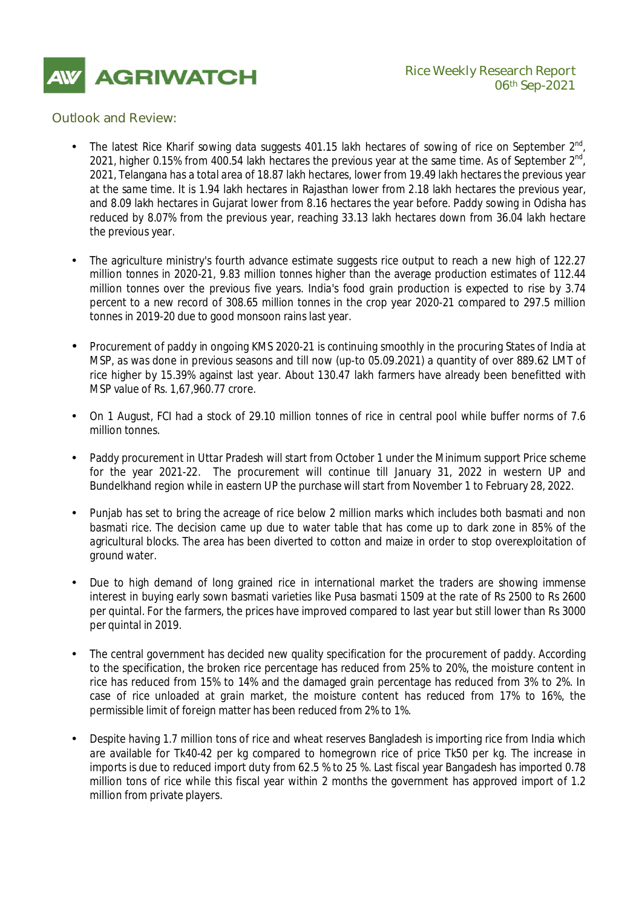## Outlook and Review:

- The latest Rice Kharif sowing data suggests 401.15 lakh hectares of sowing of rice on September 2nd, 2021, higher 0.15% from 400.54 lakh hectares the previous year at the same time. As of September 2nd, 2021, Telangana has a total area of 18.87 lakh hectares, lower from 19.49 lakh hectares the previous year at the same time. It is 1.94 lakh hectares in Rajasthan lower from 2.18 lakh hectares the previous year, and 8.09 lakh hectares in Gujarat lower from 8.16 hectares the year before. Paddy sowing in Odisha has reduced by 8.07% from the previous year, reaching 33.13 lakh hectares down from 36.04 lakh hectare the previous year.

- The agriculture ministry's fourth advance estimate suggests rice output to reach a new high of 122.27 million tonnes in 2020-21, 9.83 million tonnes higher than the average production estimates of 112.44 million tonnes over the previous five years. India's food grain production is expected to rise by 3.74 percent to a new record of 308.65 million tonnes in the crop year 2020-21 compared to 297.5 million tonnes in 2019-20 due to good monsoon rains last year.

- Procurement of paddy in ongoing KMS 2020-21 is continuing smoothly in the procuring States of India at MSP, as was done in previous seasons and till now (up-to 05.09.2021) a quantity of over 889.62 LMT of rice higher by 15.39% against last year. About 130.47 lakh farmers have already been benefitted with MSP value of Rs. 1,67,960.77 crore.

- On 1 August, FCI had a stock of 29.10 million tonnes of rice in central pool while buffer norms of 7.6 million tonnes.

- Paddy procurement in Uttar Pradesh will start from October 1 under the Minimum support Price scheme for the year 2021-22. The procurement will continue till January 31, 2022 in western UP and Bundelkhand region while in eastern UP the purchase will start from November 1 to February 28, 2022.

- Punjab has set to bring the acreage of rice below 2 million marks which includes both basmati and non basmati rice. The decision came up due to water table that has come up to dark zone in 85% of the agricultural blocks. The area has been diverted to cotton and maize in order to stop overexploitation of ground water.

- Due to high demand of long grained rice in international market the traders are showing immense interest in buying early sown basmati varieties like Pusa basmati 1509 at the rate of Rs 2500 to Rs 2600 per quintal. For the farmers, the prices have improved compared to last year but still lower than Rs 3000 per quintal in 2019.

- The central government has decided new quality specification for the procurement of paddy. According to the specification, the broken rice percentage has reduced from 25% to 20%, the moisture content in rice has reduced from 15% to 14% and the damaged grain percentage has reduced from 3% to 2%. In case of rice unloaded at grain market, the moisture content has reduced from 17% to 16%, the permissible limit of foreign matter has been reduced from 2% to 1%.

- Despite having 1.7 million tons of rice and wheat reserves Bangladesh is importing rice from India which are available for Tk40-42 per kg compared to homegrown rice of price Tk50 per kg. The increase in imports is due to reduced import duty from 62.5 % to 25 %. Last fiscal year Bangadesh has imported 0.78 million tons of rice while this fiscal year within 2 months the government has approved import of 1.2 million from private players.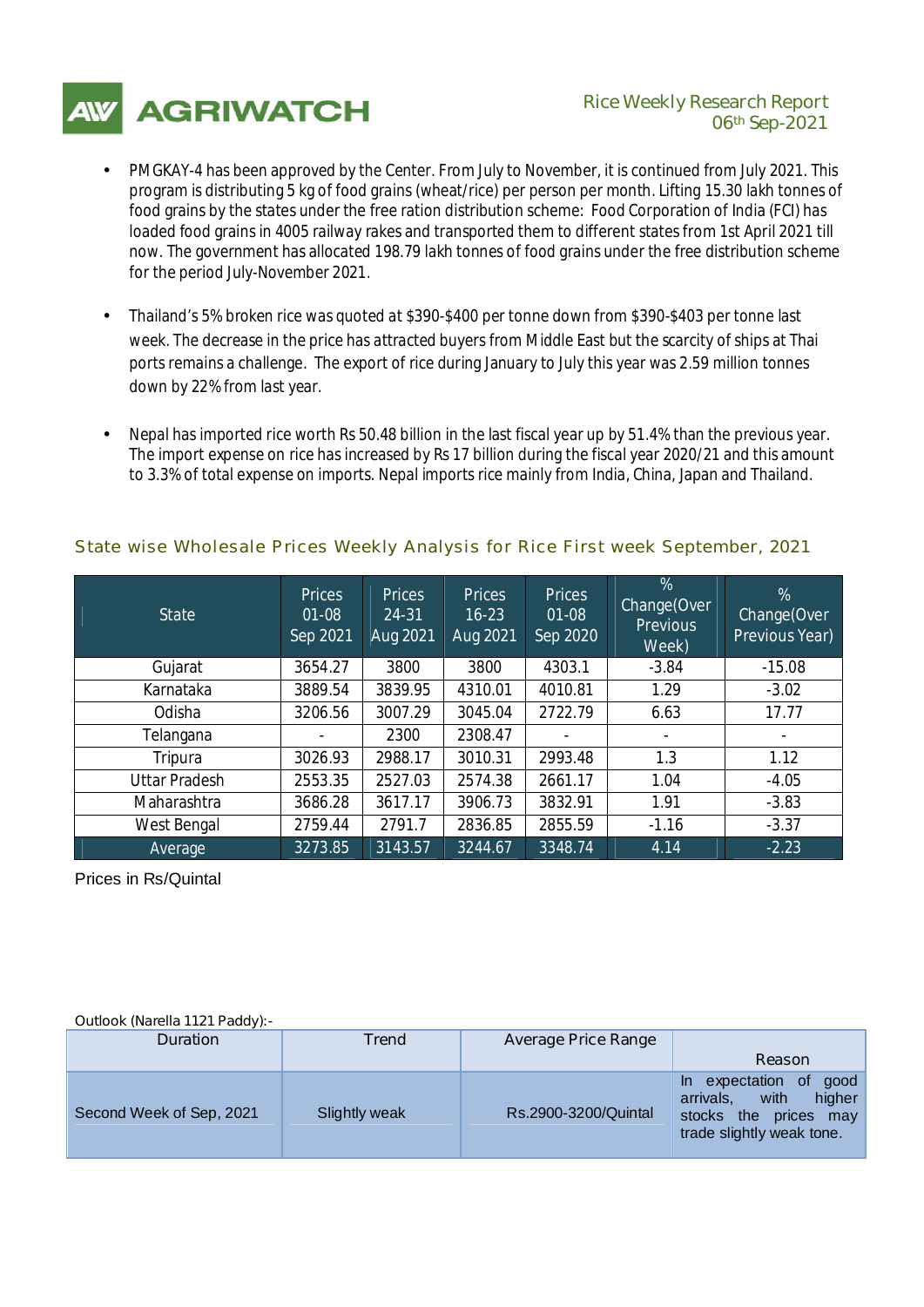- PMGKAY-4 has been approved by the Center. From July to November, it is continued from July 2021. This program is distributing 5 kg of food grains (wheat/rice) per person per month. Lifting 15.30 lakh tonnes of food grains by the states under the free ration distribution scheme: Food Corporation of India (FCI) has loaded food grains in 4005 railway rakes and transported them to different states from 1st April 2021 till now. The government has allocated 198.79 lakh tonnes of food grains under the free distribution scheme for the period July-November 2021.

- Thailand's 5% broken rice was quoted at $390-$400 per tonne down from $390-$403 per tonne last week. The decrease in the price has attracted buyers from Middle East but the scarcity of ships at Thai ports remains a challenge. The export of rice during January to July this year was 2.59 million tonnes down by 22% from last year.

- Nepal has imported rice worth Rs 50.48 billion in the last fiscal year up by 51.4% than the previous year. The import expense on rice has increased by Rs 17 billion during the fiscal year 2020/21 and this amount to 3.3% of total expense on imports. Nepal imports rice mainly from India, China, Japan and Thailand.

## State wise Wholesale Prices Weekly Analysis for Rice First week September, 2021

| State | Prices 01-08 Sep 2021 | Prices 24-31 Aug 2021 | Prices 16-23 Aug 2021 | Prices 01-08 Sep 2020 | % Change(Over Previous Week) | % Change(Over Previous Year) |
|---|---|---|---|---|---|---|
| Gujarat | 3654.27 | 3800 | 3800 | 4303.1 | -3.84 | -15.08 |
| Karnataka | 3889.54 | 3839.95 | 4310.01 | 4010.81 | 1.29 | -3.02 |
| Odisha | 3206.56 | 3007.29 | 3045.04 | 2722.79 | 6.63 | 17.77 |
| Telangana | - | 2300 | 2308.47 | - | - | - |
| Tripura | 3026.93 | 2988.17 | 3010.31 | 2993.48 | 1.3 | 1.12 |
| Uttar Pradesh | 2553.35 | 2527.03 | 2574.38 | 2661.17 | 1.04 | -4.05 |
| Maharashtra | 3686.28 | 3617.17 | 3906.73 | 3832.91 | 1.91 | -3.83 |
| West Bengal | 2759.44 | 2791.7 | 2836.85 | 2855.59 | -1.16 | -3.37 |
| Average | 3273.85 | 3143.57 | 3244.67 | 3348.74 | 4.14 | -2.23 |

Prices in Rs/Quintal

Outlook (Narella 1121 Paddy):-

| Duration | Trend | Average Price Range | Reason |
|---|---|---|---|
| Second Week of Sep, 2021 | Slightly weak | Rs.2900-3200/Quintal | In expectation of good arrivals, with higher stocks the prices may trade slightly weak tone. |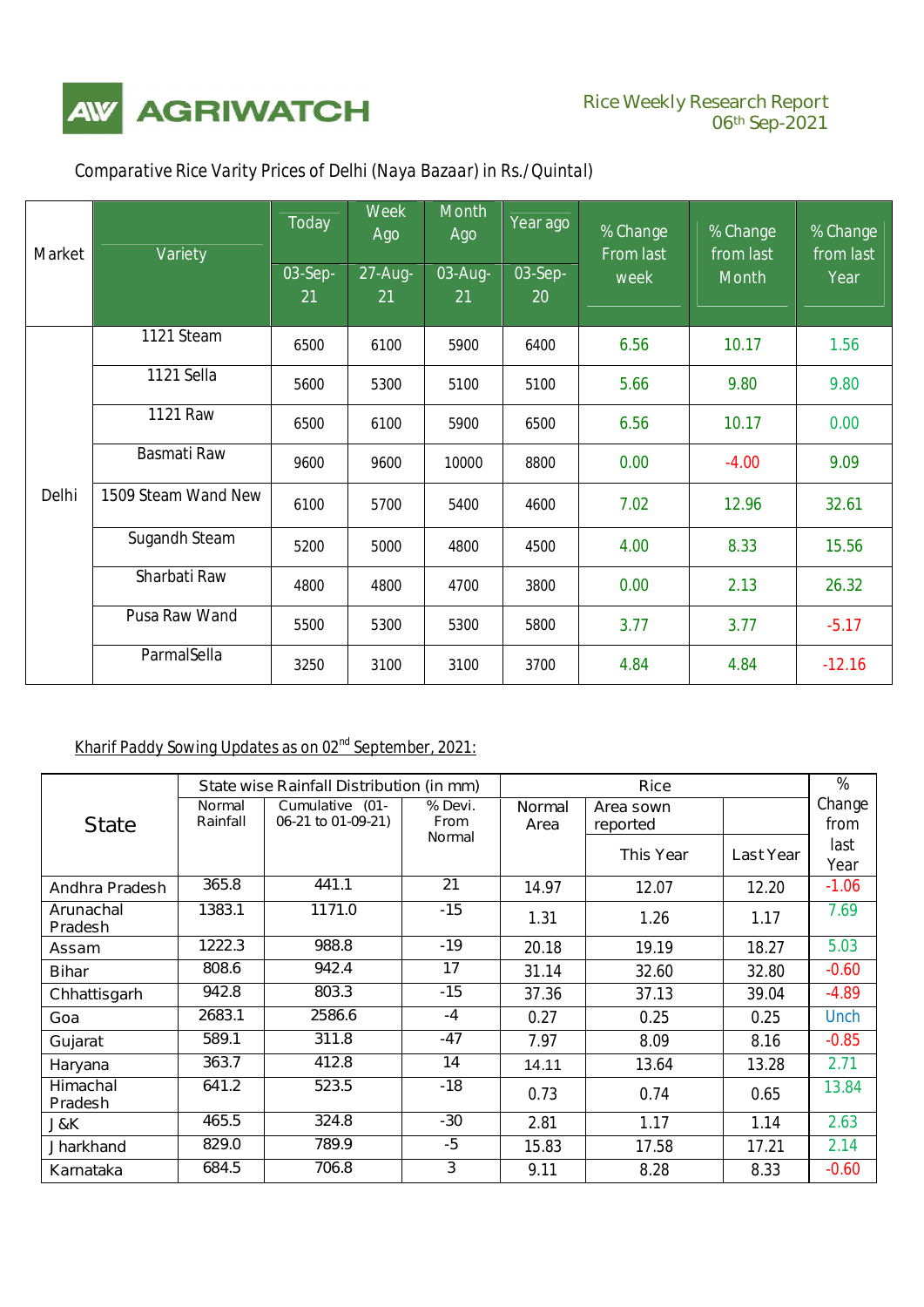Comparative Rice Varity Prices of Delhi (Naya Bazaar) in Rs./Quintal)

| Market | Variety | Today | Week Ago | Month Ago | Year ago | % Change From last week | % Change from last Month | % Change from last Year |
|---|---|---|---|---|---|---|---|---|
| | | 03-Sep-21 | 27-Aug-21 | 03-Aug-21 | 03-Sep-20 | | | |
| Delhi | 1121 Steam | 6500 | 6100 | 5900 | 6400 | 6.56 | 10.17 | 1.56 |
| | 1121 Sella | 5600 | 5300 | 5100 | 5100 | 5.66 | 9.80 | 9.80 |
| | 1121 Raw | 6500 | 6100 | 5900 | 6500 | 6.56 | 10.17 | 0.00 |
| | Basmati Raw | 9600 | 9600 | 10000 | 8800 | 0.00 | -4.00 | 9.09 |
| | 1509 Steam Wand New | 6100 | 5700 | 5400 | 4600 | 7.02 | 12.96 | 32.61 |
| | Sugandh Steam | 5200 | 5000 | 4800 | 4500 | 4.00 | 8.33 | 15.56 |
| | Sharbati Raw | 4800 | 4800 | 4700 | 3800 | 0.00 | 2.13 | 26.32 |
| | Pusa Raw Wand | 5500 | 5300 | 5300 | 5800 | 3.77 | 3.77 | -5.17 |
| | ParmalSella | 3250 | 3100 | 3100 | 3700 | 4.84 | 4.84 | -12.16 |

Kharif Paddy Sowing Updates as on 02nd September, 2021:

| State | State wise Rainfall Distribution (in mm) | | | Rice | | | % Change from last Year |
|---|---|---|---|---|---|---|---|
| | Normal Rainfall | Cumulative (01-06-21 to 01-09-21) | % Devi. From Normal | Normal Area | Area sown reported | | |
| | | | | | This Year | Last Year | |
| Andhra Pradesh | 365.8 | 441.1 | 21 | 14.97 | 12.07 | 12.20 | -1.06 |
| Arunachal Pradesh | 1383.1 | 1171.0 | -15 | 1.31 | 1.26 | 1.17 | 7.69 |
| Assam | 1222.3 | 988.8 | -19 | 20.18 | 19.19 | 18.27 | 5.03 |
| Bihar | 808.6 | 942.4 | 17 | 31.14 | 32.60 | 32.80 | -0.60 |
| Chhattisgarh | 942.8 | 803.3 | -15 | 37.36 | 37.13 | 39.04 | -4.89 |
| Goa | 2683.1 | 2586.6 | -4 | 0.27 | 0.25 | 0.25 | Unch |
| Gujarat | 589.1 | 311.8 | -47 | 7.97 | 8.09 | 8.16 | -0.85 |
| Haryana | 363.7 | 412.8 | 14 | 14.11 | 13.64 | 13.28 | 2.71 |
| Himachal Pradesh | 641.2 | 523.5 | -18 | 0.73 | 0.74 | 0.65 | 13.84 |
| J&K | 465.5 | 324.8 | -30 | 2.81 | 1.17 | 1.14 | 2.63 |
| Jharkhand | 829.0 | 789.9 | -5 | 15.83 | 17.58 | 17.21 | 2.14 |
| Karnataka | 684.5 | 706.8 | 3 | 9.11 | 8.28 | 8.33 | -0.60 |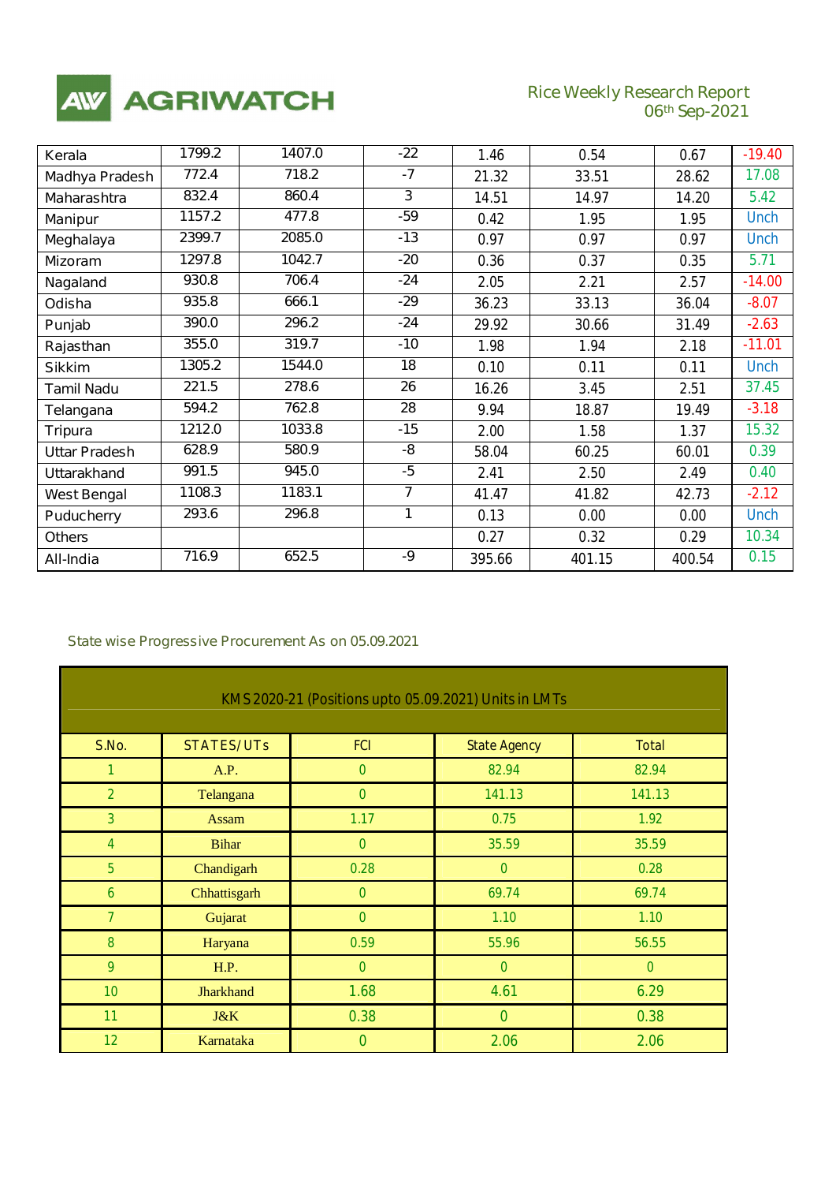| Kerala | 1799.2 | 1407.0 | -22 | 1.46 | 0.54 | 0.67 | -19.40 |
|---|---|---|---|---|---|---|---|
| Madhya Pradesh | 772.4 | 718.2 | -7 | 21.32 | 33.51 | 28.62 | 17.08 |
| Maharashtra | 832.4 | 860.4 | 3 | 14.51 | 14.97 | 14.20 | 5.42 |
| Manipur | 1157.2 | 477.8 | -59 | 0.42 | 1.95 | 1.95 | Unch |
| Meghalaya | 2399.7 | 2085.0 | -13 | 0.97 | 0.97 | 0.97 | Unch |
| Mizoram | 1297.8 | 1042.7 | -20 | 0.36 | 0.37 | 0.35 | 5.71 |
| Nagaland | 930.8 | 706.4 | -24 | 2.05 | 2.21 | 2.57 | -14.00 |
| Odisha | 935.8 | 666.1 | -29 | 36.23 | 33.13 | 36.04 | -8.07 |
| Punjab | 390.0 | 296.2 | -24 | 29.92 | 30.66 | 31.49 | -2.63 |
| Rajasthan | 355.0 | 319.7 | -10 | 1.98 | 1.94 | 2.18 | -11.01 |
| Sikkim | 1305.2 | 1544.0 | 18 | 0.10 | 0.11 | 0.11 | Unch |
| Tamil Nadu | 221.5 | 278.6 | 26 | 16.26 | 3.45 | 2.51 | 37.45 |
| Telangana | 594.2 | 762.8 | 28 | 9.94 | 18.87 | 19.49 | -3.18 |
| Tripura | 1212.0 | 1033.8 | -15 | 2.00 | 1.58 | 1.37 | 15.32 |
| Uttar Pradesh | 628.9 | 580.9 | -8 | 58.04 | 60.25 | 60.01 | 0.39 |
| Uttarakhand | 991.5 | 945.0 | -5 | 2.41 | 2.50 | 2.49 | 0.40 |
| West Bengal | 1108.3 | 1183.1 | 7 | 41.47 | 41.82 | 42.73 | -2.12 |
| Puducherry | 293.6 | 296.8 | 1 | 0.13 | 0.00 | 0.00 | Unch |
| Others | | | | 0.27 | 0.32 | 0.29 | 10.34 |
| All-India | 716.9 | 652.5 | -9 | 395.66 | 401.15 | 400.54 | 0.15 |

State wise Progressive Procurement As on 05.09.2021

| KMS 2020-21 (Positions upto 05.09.2021) Units in LMTs | | | | |
|---|---|---|---|---|
| S.No. | STATES/UTs | FCI | State Agency | Total |
| 1 | A.P. | 0 | 82.94 | 82.94 |
| 2 | Telangana | 0 | 141.13 | 141.13 |
| 3 | Assam | 1.17 | 0.75 | 1.92 |
| 4 | Bihar | 0 | 35.59 | 35.59 |
| 5 | Chandigarh | 0.28 | 0 | 0.28 |
| 6 | Chhattisgarh | 0 | 69.74 | 69.74 |
| 7 | Gujarat | 0 | 1.10 | 1.10 |
| 8 | Haryana | 0.59 | 55.96 | 56.55 |
| 9 | H.P. | 0 | 0 | 0 |
| 10 | Jharkhand | 1.68 | 4.61 | 6.29 |
| 11 | J&K | 0.38 | 0 | 0.38 |
| 12 | Karnataka | 0 | 2.06 | 2.06 |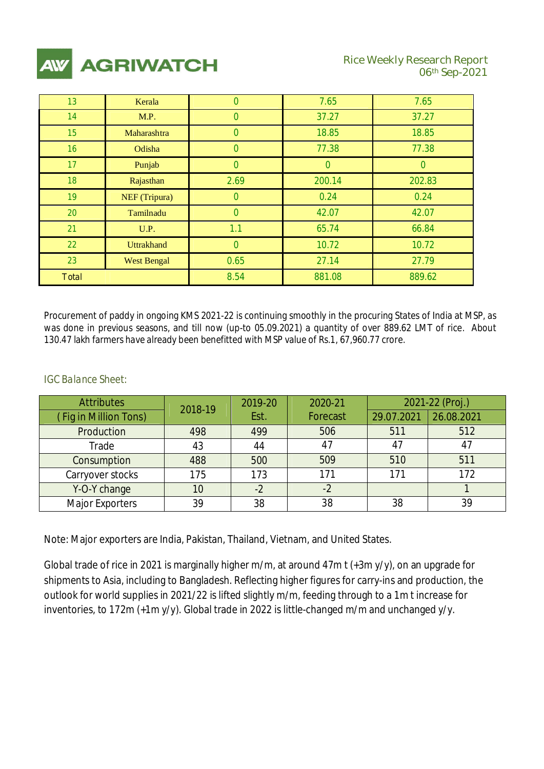| 13 | Kerala | 0 | 7.65 | 7.65 |
|---|---|---|---|---|
| 14 | M.P. | 0 | 37.27 | 37.27 |
| 15 | Maharashtra | 0 | 18.85 | 18.85 |
| 16 | Odisha | 0 | 77.38 | 77.38 |
| 17 | Punjab | 0 | 0 | 0 |
| 18 | Rajasthan | 2.69 | 200.14 | 202.83 |
| 19 | NEF (Tripura) | 0 | 0.24 | 0.24 |
| 20 | Tamilnadu | 0 | 42.07 | 42.07 |
| 21 | U.P. | 1.1 | 65.74 | 66.84 |
| 22 | Uttrakhand | 0 | 10.72 | 10.72 |
| 23 | West Bengal | 0.65 | 27.14 | 27.79 |
| Total | | 8.54 | 881.08 | 889.62 |

Procurement of paddy in ongoing KMS 2021-22 is continuing smoothly in the procuring States of India at MSP, as was done in previous seasons, and till now (up-to 05.09.2021) a quantity of over 889.62 LMT of rice. About 130.47 lakh farmers have already been benefitted with MSP value of Rs.1, 67,960.77 crore.

*IGC Balance Sheet:*

| Attributes ( Fig in Million Tons) | 2018-19 | 2019-20 Est. | 2020-21 Forecast | 2021-22 (Proj.) | |
|---|---|---|---|---|---|
| | | | | 29.07.2021 | 26.08.2021 |
| Production | 498 | 499 | 506 | 511 | 512 |
| Trade | 43 | 44 | 47 | 47 | 47 |
| Consumption | 488 | 500 | 509 | 510 | 511 |
| Carryover stocks | 175 | 173 | 171 | 171 | 172 |
| Y-O-Y change | 10 | -2 | -2 | | 1 |
| Major Exporters | 39 | 38 | 38 | 38 | 39 |

Note: Major exporters are India, Pakistan, Thailand, Vietnam, and United States.

Global trade of rice in 2021 is marginally higher m/m, at around 47m t (+3m y/y), on an upgrade for shipments to Asia, including to Bangladesh. Reflecting higher figures for carry-ins and production, the outlook for world supplies in 2021/22 is lifted slightly m/m, feeding through to a 1m t increase for inventories, to 172m (+1m y/y). Global trade in 2022 is little-changed m/m and unchanged y/y.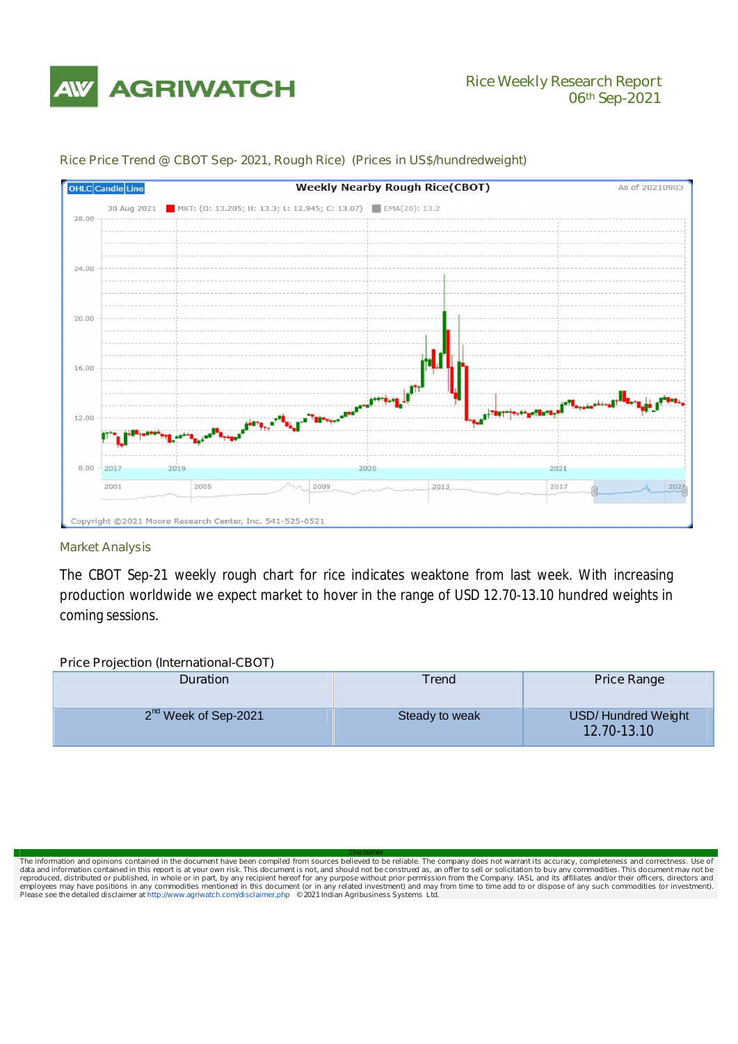Rice Weekly Research Report
06th Sep-2021

## Rice Price Trend @ CBOT Sep- 2021, Rough Rice) (Prices in US$/hundredweight)

OHLC Candle Line
Weekly Nearby Rough Rice(CBOT)
As of 20210903
30 Aug 2021 MKT: (O: 13.205; H: 13.3; L: 12.945; C: 13.07) EMA(20): 13.2
28.00
24.00
20.00
16.00
12.00
8.00
2017 2019 2020 2021
2001 2005 2009 2013 2017 2021
Copyright ©2021 Moore Research Center, Inc. 541-525-0521

## Market Analysis

The CBOT Sep-21 weekly rough chart for rice indicates weaktone from last week. With increasing production worldwide we expect market to hover in the range of USD 12.70-13.10 hundred weights in coming sessions.

### Price Projection (International-CBOT)

| Duration | Trend | Price Range |
|---|---|---|
| 2nd Week of Sep-2021 | Steady to weak | USD/ Hundred Weight 12.70-13.10 |

Disclaimer

The information and opinions contained in the document have been compiled from sources believed to be reliable. The company does not warrant its accuracy, completeness and correctness. Use of data and information contained in this report is at your own risk. This document is not, and should not be construed as, an offer to sell or solicitation to buy any commodities. This document may not be reproduced, distributed or published, in whole or in part, by any recipient hereof for any purpose without prior permission from the Company. IASL and its affiliates and/or their officers, directors and employees may have positions in any commodities mentioned in this document (or in any related investment) and may from time to time add to or dispose of any such commodities (or investment). Please see the detailed disclaimer at http://www.agriwatch.com/disclaimer.php © 2021 Indian Agribusiness Systems Ltd.